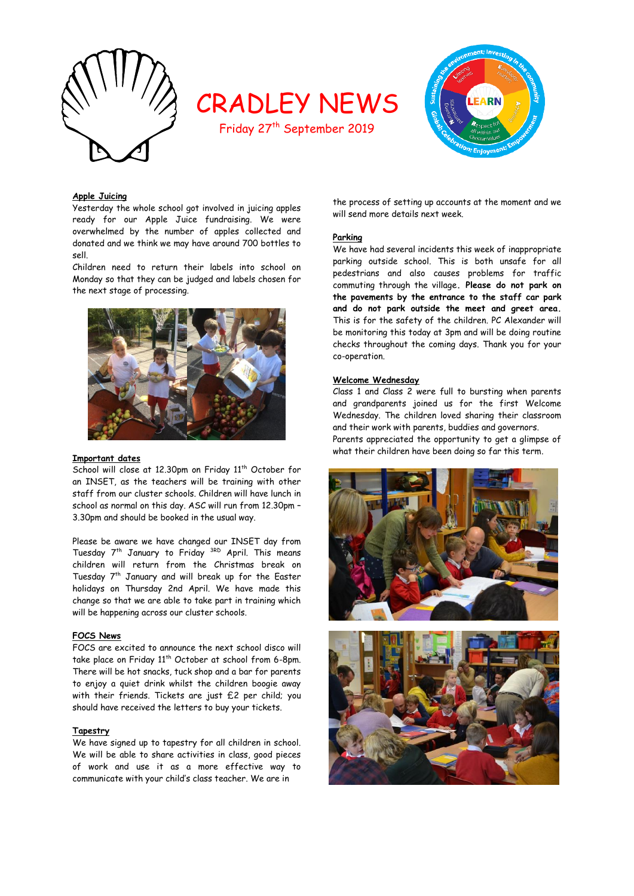# CRADLEY NEWS

Friday 27th September 2019

**Apple Juicing**

Yesterday the whole school got involved in juicing apples ready for our Apple Juice fundraising. We were overwhelmed by the number of apples collected and donated and we think we may have around 700 bottles to sell.

Children need to return their labels into school on Monday so that they can be judged and labels chosen for the next stage of processing.

**Important dates**

School will close at 12.30pm on Friday 11th October for an INSET, as the teachers will be training with other staff from our cluster schools. Children will have lunch in school as normal on this day. ASC will run from 12.30pm – 3.30pm and should be booked in the usual way.

Please be aware we have changed our INSET day from Tuesday 7th January to Friday 3RD April. This means children will return from the Christmas break on Tuesday 7th January and will break up for the Easter holidays on Thursday 2nd April. We have made this change so that we are able to take part in training which will be happening across our cluster schools.

**FOCS News**

FOCS are excited to announce the next school disco will take place on Friday 11th October at school from 6-8pm. There will be hot snacks, tuck shop and a bar for parents to enjoy a quiet drink whilst the children boogie away with their friends. Tickets are just £2 per child; you should have received the letters to buy your tickets.

**Tapestry**

We have signed up to tapestry for all children in school. We will be able to share activities in class, good pieces of work and use it as a more effective way to communicate with your child's class teacher. We are in the process of setting up accounts at the moment and we will send more details next week.

**Parking**

We have had several incidents this week of inappropriate parking outside school. This is both unsafe for all pedestrians and also causes problems for traffic commuting through the village**. Please do not park on the pavements by the entrance to the staff car park and do not park outside the meet and greet area.** This is for the safety of the children. PC Alexander will be monitoring this today at 3pm and will be doing routine checks throughout the coming days. Thank you for your co-operation.

**Welcome Wednesday**

Class 1 and Class 2 were full to bursting when parents and grandparents joined us for the first Welcome Wednesday. The children loved sharing their classroom and their work with parents, buddies and governors.

Parents appreciated the opportunity to get a glimpse of what their children have been doing so far this term.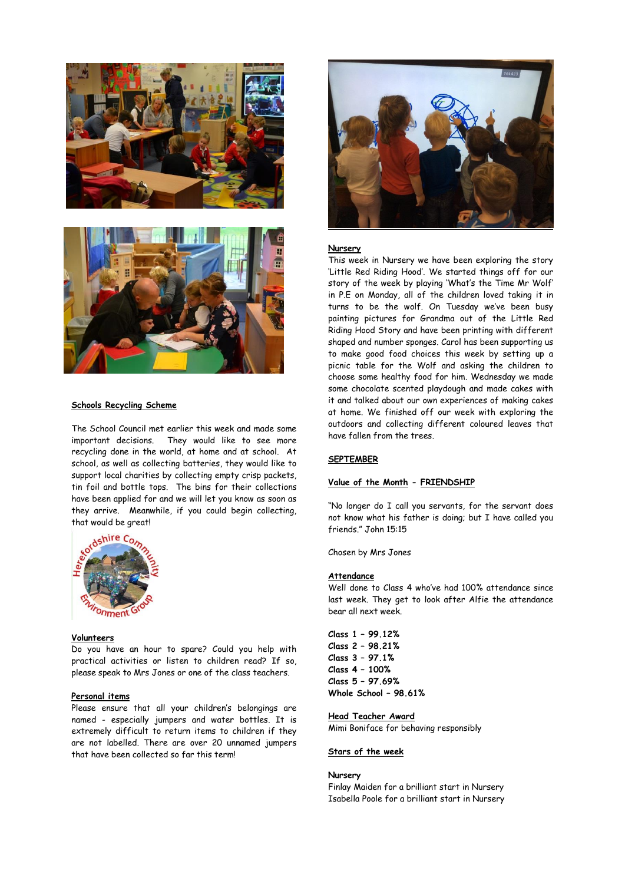## Schools Recycling Scheme

The School Council met earlier this week and made some important decisions. They would like to see more recycling done in the world, at home and at school. At school, as well as collecting batteries, they would like to support local charities by collecting empty crisp packets, tin foil and bottle tops. The bins for their collections have been applied for and we will let you know as soon as they arrive. Meanwhile, if you could begin collecting, that would be great!

## Volunteers

Do you have an hour to spare? Could you help with practical activities or listen to children read? If so, please speak to Mrs Jones or one of the class teachers.

## Personal items

Please ensure that all your children's belongings are named - especially jumpers and water bottles. It is extremely difficult to return items to children if they are not labelled. There are over 20 unnamed jumpers that have been collected so far this term!

## Nursery

This week in Nursery we have been exploring the story 'Little Red Riding Hood'. We started things off for our story of the week by playing 'What's the Time Mr Wolf' in P.E on Monday, all of the children loved taking it in turns to be the wolf. On Tuesday we've been busy painting pictures for Grandma out of the Little Red Riding Hood Story and have been printing with different shaped and number sponges. Carol has been supporting us to make good food choices this week by setting up a picnic table for the Wolf and asking the children to choose some healthy food for him. Wednesday we made some chocolate scented playdough and made cakes with it and talked about our own experiences of making cakes at home. We finished off our week with exploring the outdoors and collecting different coloured leaves that have fallen from the trees.

## SEPTEMBER

## Value of the Month - FRIENDSHIP

"No longer do I call you servants, for the servant does not know what his father is doing; but I have called you friends." John 15:15

Chosen by Mrs Jones

## Attendance

Well done to Class 4 who've had 100% attendance since last week. They get to look after Alfie the attendance bear all next week.

**Class 1 – 99.12%**
**Class 2 – 98.21%**
**Class 3 – 97.1%**
**Class 4 – 100%**
**Class 5 – 97.69%**
**Whole School – 98.61%**

## Head Teacher Award

Mimi Boniface for behaving responsibly

## Stars of the week

**Nursery**

Finlay Maiden for a brilliant start in Nursery
Isabella Poole for a brilliant start in Nursery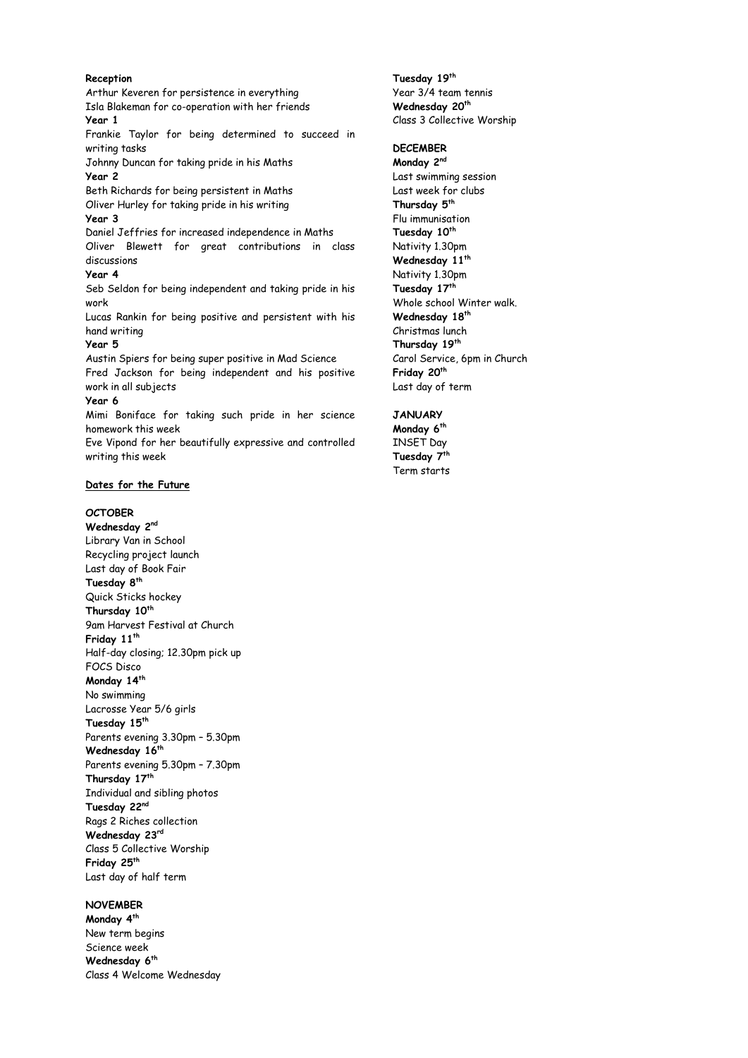**Reception**
Arthur Keveren for persistence in everything
Isla Blakeman for co-operation with her friends

**Year 1**
Frankie Taylor for being determined to succeed in writing tasks
Johnny Duncan for taking pride in his Maths

**Year 2**
Beth Richards for being persistent in Maths
Oliver Hurley for taking pride in his writing

**Year 3**
Daniel Jeffries for increased independence in Maths
Oliver Blewett for great contributions in class discussions

**Year 4**
Seb Seldon for being independent and taking pride in his work
Lucas Rankin for being positive and persistent with his hand writing

**Year 5**
Austin Spiers for being super positive in Mad Science
Fred Jackson for being independent and his positive work in all subjects

**Year 6**
Mimi Boniface for taking such pride in her science homework this week
Eve Vipond for her beautifully expressive and controlled writing this week

**Dates for the Future**

**OCTOBER**

**Wednesday 2nd**
Library Van in School
Recycling project launch
Last day of Book Fair

**Tuesday 8th**
Quick Sticks hockey

**Thursday 10th**
9am Harvest Festival at Church

**Friday 11th**
Half-day closing; 12.30pm pick up
FOCS Disco

**Monday 14th**
No swimming
Lacrosse Year 5/6 girls

**Tuesday 15th**
Parents evening 3.30pm – 5.30pm

**Wednesday 16th**
Parents evening 5.30pm – 7.30pm

**Thursday 17th**
Individual and sibling photos

**Tuesday 22nd**
Rags 2 Riches collection

**Wednesday 23rd**
Class 5 Collective Worship

**Friday 25th**
Last day of half term

**NOVEMBER**

**Monday 4th**
New term begins
Science week

**Wednesday 6th**
Class 4 Welcome Wednesday

**Tuesday 19th**
Year 3/4 team tennis

**Wednesday 20th**
Class 3 Collective Worship

**DECEMBER**

**Monday 2nd**
Last swimming session
Last week for clubs

**Thursday 5th**
Flu immunisation

**Tuesday 10th**
Nativity 1.30pm

**Wednesday 11th**
Nativity 1.30pm

**Tuesday 17th**
Whole school Winter walk.

**Wednesday 18th**
Christmas lunch

**Thursday 19th**
Carol Service, 6pm in Church

**Friday 20th**
Last day of term

**JANUARY**

**Monday 6th**
INSET Day

**Tuesday 7th**
Term starts